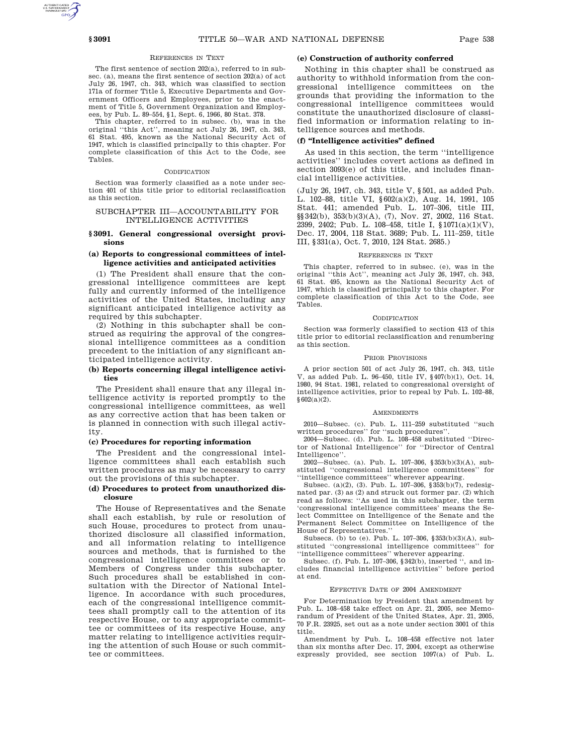REFERENCES IN TEXT

The first sentence of section 202(a), referred to in subsec. (a), means the first sentence of section 202(a) of act July 26, 1947, ch. 343, which was classified to section 171a of former Title 5, Executive Departments and Government Officers and Employees, prior to the enactment of Title 5, Government Organization and Employees, by Pub. L. 89–554, §1, Sept. 6, 1966, 80 Stat. 378.

This chapter, referred to in subsec. (b), was in the original "this Act", meaning act July 26, 1947, ch. 343, 61 Stat. 495, known as the National Security Act of 1947, which is classified principally to this chapter. For complete classification of this Act to the Code, see Tables.

CODIFICATION

Section was formerly classified as a note under section 401 of this title prior to editorial reclassification as this section.

## SUBCHAPTER III—ACCOUNTABILITY FOR INTELLIGENCE ACTIVITIES

### §3091. General congressional oversight provisions

#### (a) Reports to congressional committees of intelligence activities and anticipated activities

(1) The President shall ensure that the congressional intelligence committees are kept fully and currently informed of the intelligence activities of the United States, including any significant anticipated intelligence activity as required by this subchapter.

(2) Nothing in this subchapter shall be construed as requiring the approval of the congressional intelligence committees as a condition precedent to the initiation of any significant anticipated intelligence activity.

#### (b) Reports concerning illegal intelligence activities

The President shall ensure that any illegal intelligence activity is reported promptly to the congressional intelligence committees, as well as any corrective action that has been taken or is planned in connection with such illegal activity.

#### (c) Procedures for reporting information

The President and the congressional intelligence committees shall each establish such written procedures as may be necessary to carry out the provisions of this subchapter.

#### (d) Procedures to protect from unauthorized disclosure

The House of Representatives and the Senate shall each establish, by rule or resolution of such House, procedures to protect from unauthorized disclosure all classified information, and all information relating to intelligence sources and methods, that is furnished to the congressional intelligence committees or to Members of Congress under this subchapter. Such procedures shall be established in consultation with the Director of National Intelligence. In accordance with such procedures, each of the congressional intelligence committees shall promptly call to the attention of its respective House, or to any appropriate committee or committees of its respective House, any matter relating to intelligence activities requiring the attention of such House or such committee or committees.

#### (e) Construction of authority conferred

Nothing in this chapter shall be construed as authority to withhold information from the congressional intelligence committees on the grounds that providing the information to the congressional intelligence committees would constitute the unauthorized disclosure of classified information or information relating to intelligence sources and methods.

#### (f) "Intelligence activities" defined

As used in this section, the term "intelligence activities" includes covert actions as defined in section 3093(e) of this title, and includes financial intelligence activities.

(July 26, 1947, ch. 343, title V, §501, as added Pub. L. 102–88, title VI, §602(a)(2), Aug. 14, 1991, 105 Stat. 441; amended Pub. L. 107–306, title III, §§342(b), 353(b)(3)(A), (7), Nov. 27, 2002, 116 Stat. 2399, 2402; Pub. L. 108–458, title I, §1071(a)(1)(V), Dec. 17, 2004, 118 Stat. 3689; Pub. L. 111–259, title III, §331(a), Oct. 7, 2010, 124 Stat. 2685.)

REFERENCES IN TEXT

This chapter, referred to in subsec. (e), was in the original "this Act", meaning act July 26, 1947, ch. 343, 61 Stat. 495, known as the National Security Act of 1947, which is classified principally to this chapter. For complete classification of this Act to the Code, see Tables.

CODIFICATION

Section was formerly classified to section 413 of this title prior to editorial reclassification and renumbering as this section.

PRIOR PROVISIONS

A prior section 501 of act July 26, 1947, ch. 343, title V, as added Pub. L. 96–450, title IV, §407(b)(1), Oct. 14, 1980, 94 Stat. 1981, related to congressional oversight of intelligence activities, prior to repeal by Pub. L. 102–88, §602(a)(2).

AMENDMENTS

2010—Subsec. (c). Pub. L. 111–259 substituted "such written procedures" for "such procedures".

2004—Subsec. (d). Pub. L. 108–458 substituted "Director of National Intelligence" for "Director of Central Intelligence".

2002—Subsec. (a). Pub. L. 107–306, §353(b)(3)(A), substituted "congressional intelligence committees" for "intelligence committees" wherever appearing.

Subsec. (a)(2), (3). Pub. L. 107–306, §353(b)(7), redesignated par. (3) as (2) and struck out former par. (2) which read as follows: "As used in this subchapter, the term 'congressional intelligence committees' means the Select Committee on Intelligence of the Senate and the Permanent Select Committee on Intelligence of the House of Representatives."

Subsecs. (b) to (e). Pub. L. 107–306, §353(b)(3)(A), substituted "congressional intelligence committees" for "intelligence committees" wherever appearing.

Subsec. (f). Pub. L. 107–306, §342(b), inserted ", and includes financial intelligence activities" before period at end.

EFFECTIVE DATE OF 2004 AMENDMENT

For Determination by President that amendment by Pub. L. 108–458 take effect on Apr. 21, 2005, see Memorandum of President of the United States, Apr. 21, 2005, 70 F.R. 23925, set out as a note under section 3001 of this title.

Amendment by Pub. L. 108–458 effective not later than six months after Dec. 17, 2004, except as otherwise expressly provided, see section 1097(a) of Pub. L.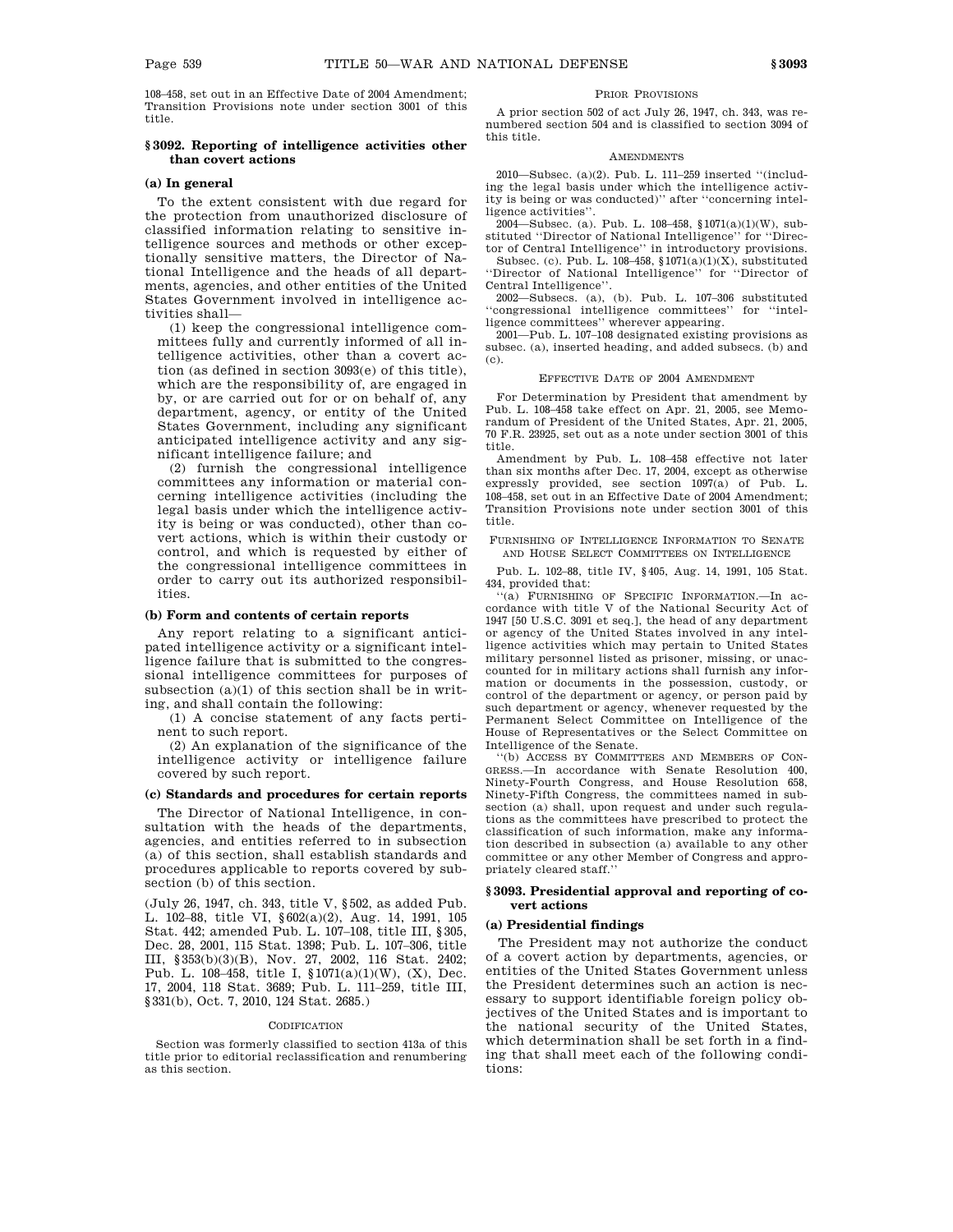108–458, set out in an Effective Date of 2004 Amendment; Transition Provisions note under section 3001 of this title.

### § 3092. Reporting of intelligence activities other than covert actions

#### (a) In general

To the extent consistent with due regard for the protection from unauthorized disclosure of classified information relating to sensitive intelligence sources and methods or other exceptionally sensitive matters, the Director of National Intelligence and the heads of all departments, agencies, and other entities of the United States Government involved in intelligence activities shall—

(1) keep the congressional intelligence committees fully and currently informed of all intelligence activities, other than a covert action (as defined in section 3093(e) of this title), which are the responsibility of, are engaged in by, or are carried out for or on behalf of, any department, agency, or entity of the United States Government, including any significant anticipated intelligence activity and any significant intelligence failure; and

(2) furnish the congressional intelligence committees any information or material concerning intelligence activities (including the legal basis under which the intelligence activity is being or was conducted), other than covert actions, which is within their custody or control, and which is requested by either of the congressional intelligence committees in order to carry out its authorized responsibilities.

#### (b) Form and contents of certain reports

Any report relating to a significant anticipated intelligence activity or a significant intelligence failure that is submitted to the congressional intelligence committees for purposes of subsection (a)(1) of this section shall be in writing, and shall contain the following:

(1) A concise statement of any facts pertinent to such report.

(2) An explanation of the significance of the intelligence activity or intelligence failure covered by such report.

#### (c) Standards and procedures for certain reports

The Director of National Intelligence, in consultation with the heads of the departments, agencies, and entities referred to in subsection (a) of this section, shall establish standards and procedures applicable to reports covered by subsection (b) of this section.

(July 26, 1947, ch. 343, title V, §502, as added Pub. L. 102–88, title VI, §602(a)(2), Aug. 14, 1991, 105 Stat. 442; amended Pub. L. 107–108, title III, §305, Dec. 28, 2001, 115 Stat. 1398; Pub. L. 107–306, title III, §353(b)(3)(B), Nov. 27, 2002, 116 Stat. 2402; Pub. L. 108–458, title I, §1071(a)(1)(W), (X), Dec. 17, 2004, 118 Stat. 3689; Pub. L. 111–259, title III, §331(b), Oct. 7, 2010, 124 Stat. 2685.)

CODIFICATION

Section was formerly classified to section 413a of this title prior to editorial reclassification and renumbering as this section.

PRIOR PROVISIONS

A prior section 502 of act July 26, 1947, ch. 343, was renumbered section 504 and is classified to section 3094 of this title.

AMENDMENTS

2010—Subsec. (a)(2). Pub. L. 111–259 inserted "(including the legal basis under which the intelligence activity is being or was conducted)" after "concerning intelligence activities".

2004—Subsec. (a). Pub. L. 108–458, §1071(a)(1)(W), substituted "Director of National Intelligence" for "Director of Central Intelligence" in introductory provisions.

Subsec. (c). Pub. L. 108–458, §1071(a)(1)(X), substituted "Director of National Intelligence" for "Director of Central Intelligence".

2002—Subsecs. (a), (b). Pub. L. 107–306 substituted "congressional intelligence committees" for "intelligence committees" wherever appearing.

2001—Pub. L. 107–108 designated existing provisions as subsec. (a), inserted heading, and added subsecs. (b) and (c).

EFFECTIVE DATE OF 2004 AMENDMENT

For Determination by President that amendment by Pub. L. 108–458 take effect on Apr. 21, 2005, see Memorandum of President of the United States, Apr. 21, 2005, 70 F.R. 23925, set out as a note under section 3001 of this title.

Amendment by Pub. L. 108–458 effective not later than six months after Dec. 17, 2004, except as otherwise expressly provided, see section 1097(a) of Pub. L. 108–458, set out in an Effective Date of 2004 Amendment; Transition Provisions note under section 3001 of this title.

FURNISHING OF INTELLIGENCE INFORMATION TO SENATE AND HOUSE SELECT COMMITTEES ON INTELLIGENCE

Pub. L. 102–88, title IV, §405, Aug. 14, 1991, 105 Stat. 434, provided that:

"(a) FURNISHING OF SPECIFIC INFORMATION.—In accordance with title V of the National Security Act of 1947 [50 U.S.C. 3091 et seq.], the head of any department or agency of the United States involved in any intelligence activities which may pertain to United States military personnel listed as prisoner, missing, or unaccounted for in military actions shall furnish any information or documents in the possession, custody, or control of the department or agency, or person paid by such department or agency, whenever requested by the Permanent Select Committee on Intelligence of the House of Representatives or the Select Committee on Intelligence of the Senate.

"(b) ACCESS BY COMMITTEES AND MEMBERS OF CONGRESS.—In accordance with Senate Resolution 400, Ninety-Fourth Congress, and House Resolution 658, Ninety-Fifth Congress, the committees named in subsection (a) shall, upon request and under such regulations as the committees have prescribed to protect the classification of such information, make any information described in subsection (a) available to any other committee or any other Member of Congress and appropriately cleared staff."

### § 3093. Presidential approval and reporting of covert actions

#### (a) Presidential findings

The President may not authorize the conduct of a covert action by departments, agencies, or entities of the United States Government unless the President determines such an action is necessary to support identifiable foreign policy objectives of the United States and is important to the national security of the United States, which determination shall be set forth in a finding that shall meet each of the following conditions: